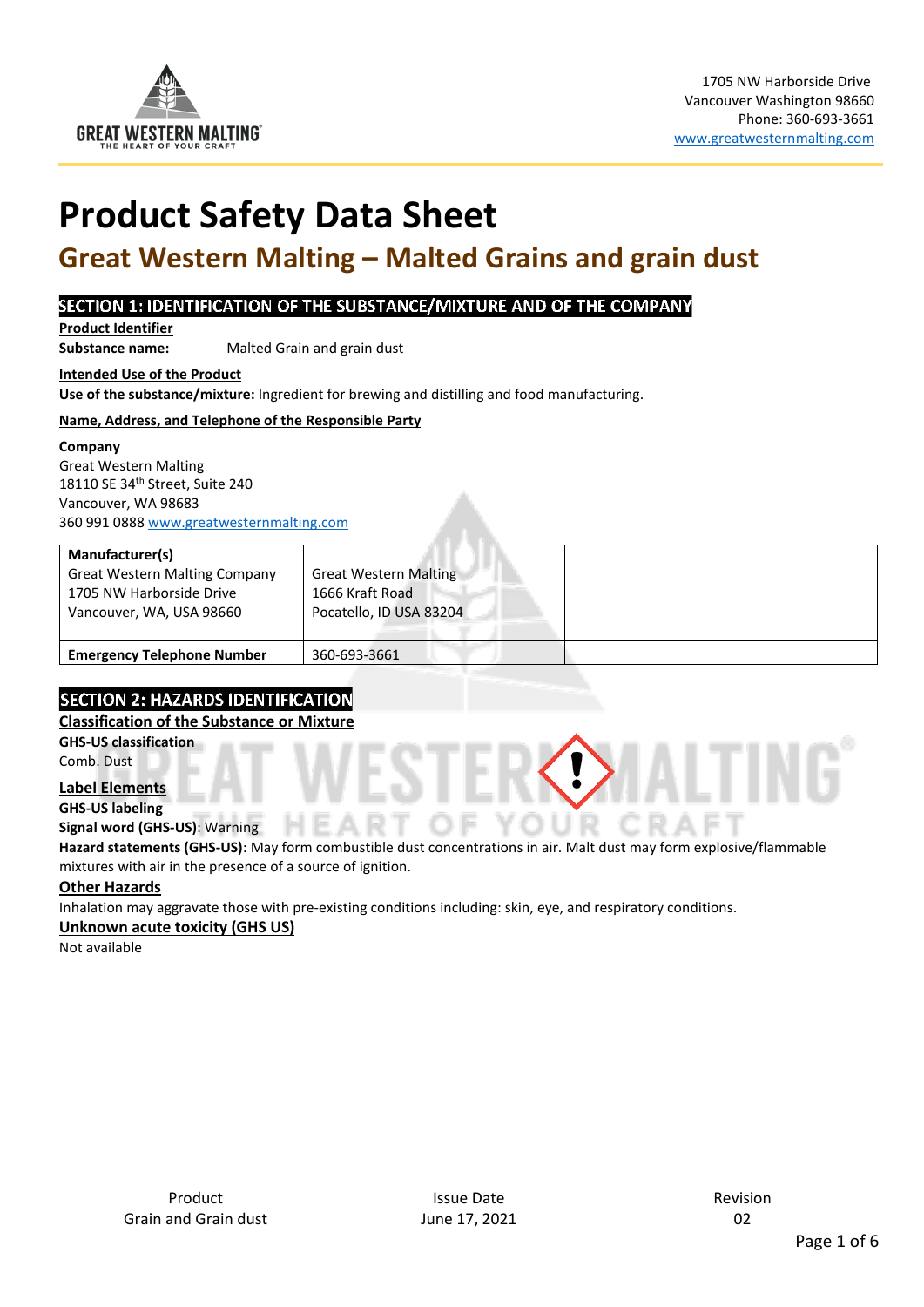1705 NW Harborside Drive
Vancouver Washington 98660
Phone: 360-693-3661
www.greatwesternmalting.com

# Product Safety Data Sheet

## Great Western Malting – Malted Grains and grain dust

### SECTION 1: IDENTIFICATION OF THE SUBSTANCE/MIXTURE AND OF THE COMPANY

**Product Identifier**

**Substance name:** Malted Grain and grain dust

**Intended Use of the Product**

**Use of the substance/mixture:** Ingredient for brewing and distilling and food manufacturing.

**Name, Address, and Telephone of the Responsible Party**

**Company**
Great Western Malting
18110 SE 34th Street, Suite 240
Vancouver, WA 98683
360 991 0888 www.greatwesternmalting.com

| Manufacturer(s) Great Western Malting Company 1705 NW Harborside Drive Vancouver, WA, USA 98660 | Great Western Malting 1666 Kraft Road Pocatello, ID USA 83204 | |
|---|---|---|
| **Emergency Telephone Number** | 360-693-3661 | |

### SECTION 2: HAZARDS IDENTIFICATION

**Classification of the Substance or Mixture**

**GHS-US classification**
Comb. Dust

**Label Elements**

**GHS-US labeling**

**Signal word (GHS-US)**: Warning

**Hazard statements (GHS-US)**: May form combustible dust concentrations in air. Malt dust may form explosive/flammable mixtures with air in the presence of a source of ignition.

**Other Hazards**

Inhalation may aggravate those with pre-existing conditions including: skin, eye, and respiratory conditions.

**Unknown acute toxicity (GHS US)**

Not available

| Product | Issue Date | Revision |
|---|---|---|
| Grain and Grain dust | June 17, 2021 | 02 |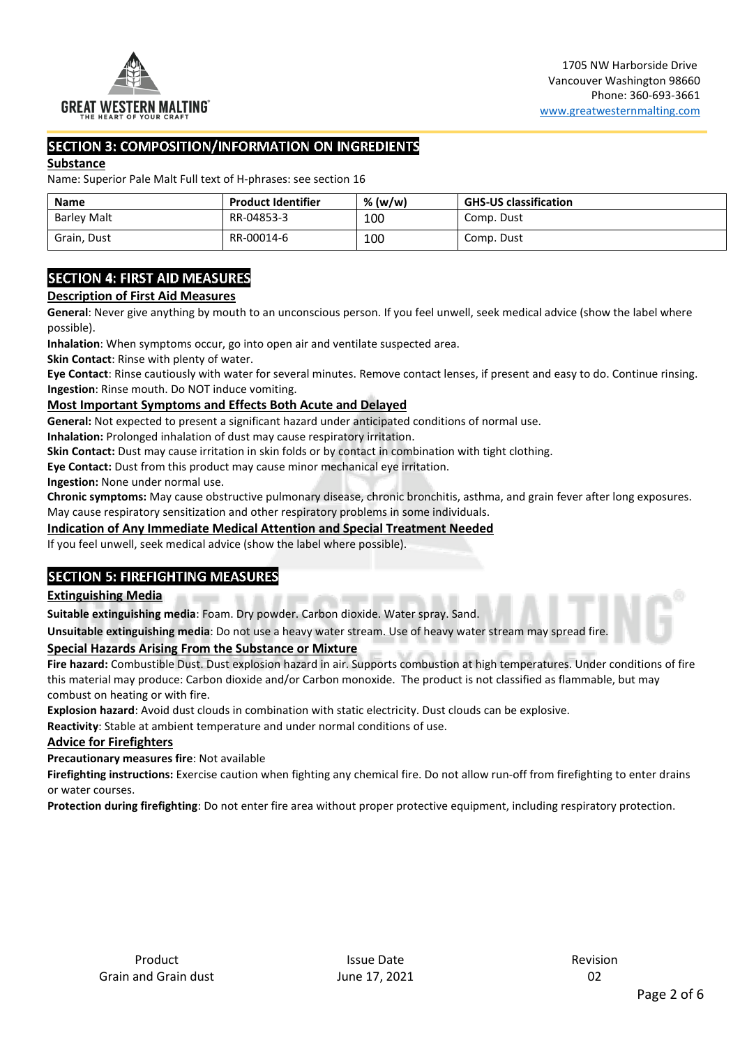## SECTION 3: COMPOSITION/INFORMATION ON INGREDIENTS

### Substance

Name: Superior Pale Malt Full text of H-phrases: see section 16

| Name | Product Identifier | % (w/w) | GHS-US classification |
|---|---|---|---|
| Barley Malt | RR-04853-3 | 100 | Comp. Dust |
| Grain, Dust | RR-00014-6 | 100 | Comp. Dust |

## SECTION 4: FIRST AID MEASURES

### Description of First Aid Measures

**General**: Never give anything by mouth to an unconscious person. If you feel unwell, seek medical advice (show the label where possible).

**Inhalation**: When symptoms occur, go into open air and ventilate suspected area.

**Skin Contact**: Rinse with plenty of water.

**Eye Contact**: Rinse cautiously with water for several minutes. Remove contact lenses, if present and easy to do. Continue rinsing.

**Ingestion**: Rinse mouth. Do NOT induce vomiting.

### Most Important Symptoms and Effects Both Acute and Delayed

**General:** Not expected to present a significant hazard under anticipated conditions of normal use.

**Inhalation:** Prolonged inhalation of dust may cause respiratory irritation.

**Skin Contact:** Dust may cause irritation in skin folds or by contact in combination with tight clothing.

**Eye Contact:** Dust from this product may cause minor mechanical eye irritation.

**Ingestion:** None under normal use.

**Chronic symptoms:** May cause obstructive pulmonary disease, chronic bronchitis, asthma, and grain fever after long exposures. May cause respiratory sensitization and other respiratory problems in some individuals.

### Indication of Any Immediate Medical Attention and Special Treatment Needed

If you feel unwell, seek medical advice (show the label where possible).

## SECTION 5: FIREFIGHTING MEASURES

### Extinguishing Media

**Suitable extinguishing media**: Foam. Dry powder. Carbon dioxide. Water spray. Sand.

**Unsuitable extinguishing media**: Do not use a heavy water stream. Use of heavy water stream may spread fire.

### Special Hazards Arising From the Substance or Mixture

**Fire hazard:** Combustible Dust. Dust explosion hazard in air. Supports combustion at high temperatures. Under conditions of fire this material may produce: Carbon dioxide and/or Carbon monoxide. The product is not classified as flammable, but may combust on heating or with fire.

**Explosion hazard**: Avoid dust clouds in combination with static electricity. Dust clouds can be explosive.

**Reactivity**: Stable at ambient temperature and under normal conditions of use.

### Advice for Firefighters

**Precautionary measures fire**: Not available

**Firefighting instructions:** Exercise caution when fighting any chemical fire. Do not allow run-off from firefighting to enter drains or water courses.

**Protection during firefighting**: Do not enter fire area without proper protective equipment, including respiratory protection.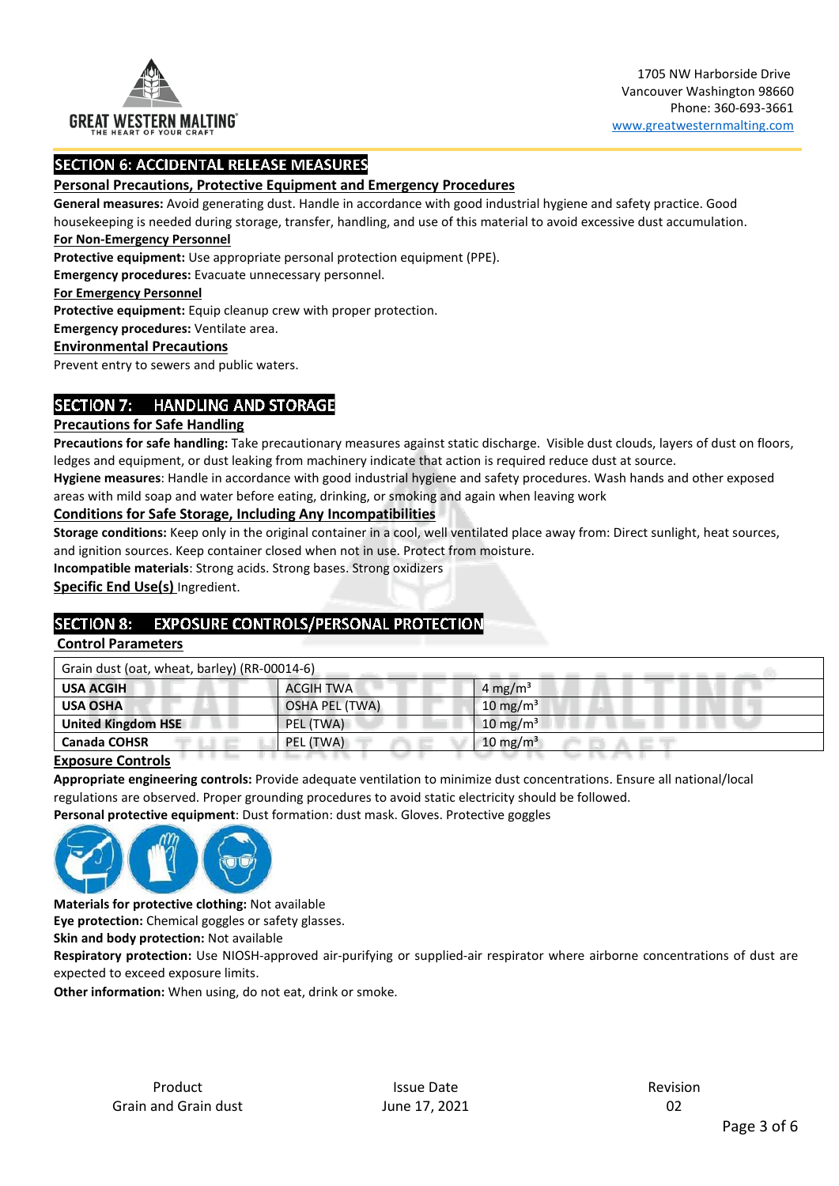## SECTION 6: ACCIDENTAL RELEASE MEASURES

### Personal Precautions, Protective Equipment and Emergency Procedures

**General measures:** Avoid generating dust. Handle in accordance with good industrial hygiene and safety practice. Good housekeeping is needed during storage, transfer, handling, and use of this material to avoid excessive dust accumulation.

**For Non-Emergency Personnel**

**Protective equipment:** Use appropriate personal protection equipment (PPE).

**Emergency procedures:** Evacuate unnecessary personnel.

**For Emergency Personnel**

**Protective equipment:** Equip cleanup crew with proper protection.

**Emergency procedures:** Ventilate area.

### Environmental Precautions

Prevent entry to sewers and public waters.

## SECTION 7: HANDLING AND STORAGE

### Precautions for Safe Handling

**Precautions for safe handling:** Take precautionary measures against static discharge. Visible dust clouds, layers of dust on floors, ledges and equipment, or dust leaking from machinery indicate that action is required reduce dust at source.

**Hygiene measures**: Handle in accordance with good industrial hygiene and safety procedures. Wash hands and other exposed areas with mild soap and water before eating, drinking, or smoking and again when leaving work

### Conditions for Safe Storage, Including Any Incompatibilities

**Storage conditions:** Keep only in the original container in a cool, well ventilated place away from: Direct sunlight, heat sources, and ignition sources. Keep container closed when not in use. Protect from moisture.

**Incompatible materials**: Strong acids. Strong bases. Strong oxidizers

**Specific End Use(s)** Ingredient.

## SECTION 8: EXPOSURE CONTROLS/PERSONAL PROTECTION

### Control Parameters

| Grain dust (oat, wheat, barley) (RR-00014-6) | | |
|---|---|---|
| **USA ACGIH** | ACGIH TWA | 4 mg/m³ |
| **USA OSHA** | OSHA PEL (TWA) | 10 mg/m³ |
| **United Kingdom HSE** | PEL (TWA) | 10 mg/m³ |
| **Canada COHSR** | PEL (TWA) | 10 mg/m³ |

### Exposure Controls

**Appropriate engineering controls:** Provide adequate ventilation to minimize dust concentrations. Ensure all national/local regulations are observed. Proper grounding procedures to avoid static electricity should be followed.

**Personal protective equipment**: Dust formation: dust mask. Gloves. Protective goggles

**Materials for protective clothing:** Not available

**Eye protection:** Chemical goggles or safety glasses.

**Skin and body protection:** Not available

**Respiratory protection:** Use NIOSH-approved air-purifying or supplied-air respirator where airborne concentrations of dust are expected to exceed exposure limits.

**Other information:** When using, do not eat, drink or smoke.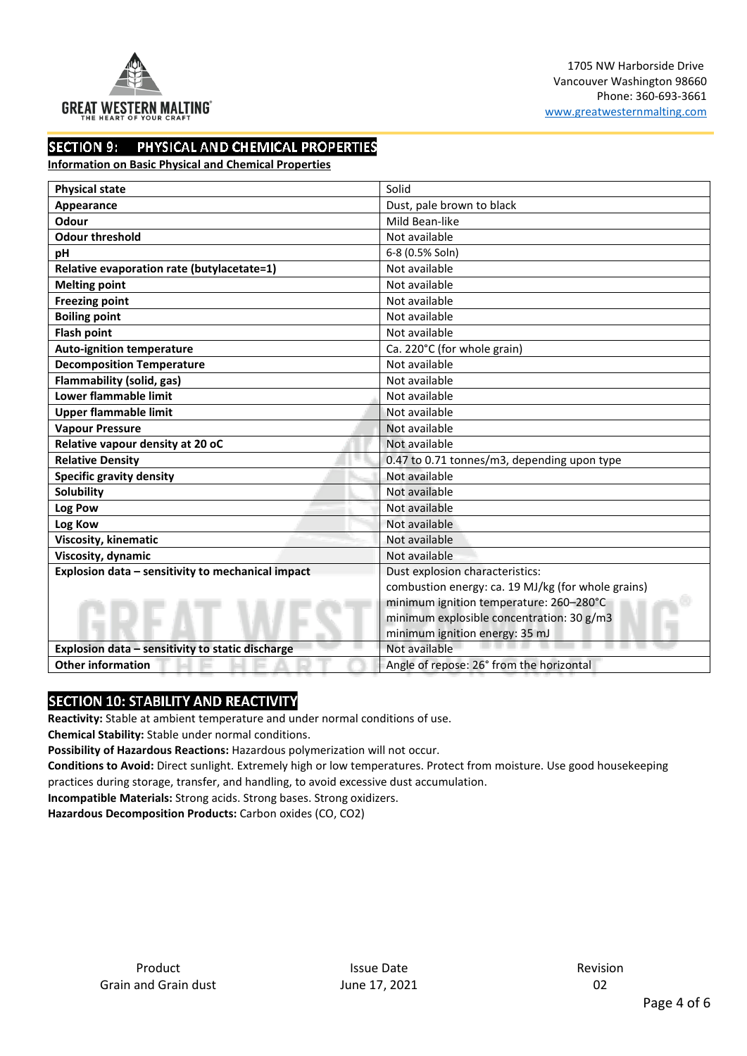## SECTION 9: PHYSICAL AND CHEMICAL PROPERTIES

**Information on Basic Physical and Chemical Properties**

| Property | Value |
|---|---|
| **Physical state** | Solid |
| **Appearance** | Dust, pale brown to black |
| **Odour** | Mild Bean-like |
| **Odour threshold** | Not available |
| **pH** | 6-8 (0.5% Soln) |
| **Relative evaporation rate (butylacetate=1)** | Not available |
| **Melting point** | Not available |
| **Freezing point** | Not available |
| **Boiling point** | Not available |
| **Flash point** | Not available |
| **Auto-ignition temperature** | Ca. 220°C (for whole grain) |
| **Decomposition Temperature** | Not available |
| **Flammability (solid, gas)** | Not available |
| **Lower flammable limit** | Not available |
| **Upper flammable limit** | Not available |
| **Vapour Pressure** | Not available |
| **Relative vapour density at 20 oC** | Not available |
| **Relative Density** | 0.47 to 0.71 tonnes/m3, depending upon type |
| **Specific gravity density** | Not available |
| **Solubility** | Not available |
| **Log Pow** | Not available |
| **Log Kow** | Not available |
| **Viscosity, kinematic** | Not available |
| **Viscosity, dynamic** | Not available |
| **Explosion data – sensitivity to mechanical impact** | Dust explosion characteristics:<br>combustion energy: ca. 19 MJ/kg (for whole grains)<br>minimum ignition temperature: 260–280°C<br>minimum explosible concentration: 30 g/m3<br>minimum ignition energy: 35 mJ |
| **Explosion data – sensitivity to static discharge** | Not available |
| **Other information** | Angle of repose: 26° from the horizontal |

## SECTION 10: STABILITY AND REACTIVITY

**Reactivity:** Stable at ambient temperature and under normal conditions of use.

**Chemical Stability:** Stable under normal conditions.

**Possibility of Hazardous Reactions:** Hazardous polymerization will not occur.

**Conditions to Avoid:** Direct sunlight. Extremely high or low temperatures. Protect from moisture. Use good housekeeping practices during storage, transfer, and handling, to avoid excessive dust accumulation.

**Incompatible Materials:** Strong acids. Strong bases. Strong oxidizers.

**Hazardous Decomposition Products:** Carbon oxides ($CO$, $CO_2$)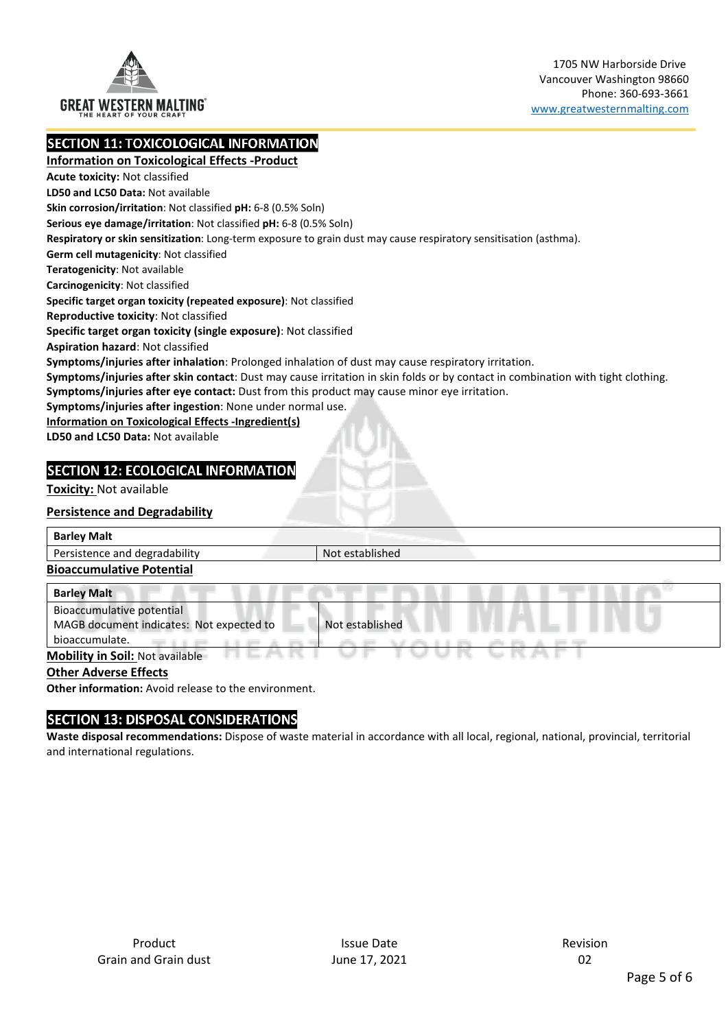## SECTION 11: TOXICOLOGICAL INFORMATION

**Information on Toxicological Effects -Product**

**Acute toxicity:** Not classified
**LD50 and LC50 Data:** Not available
**Skin corrosion/irritation**: Not classified **pH:** 6-8 (0.5% Soln)
**Serious eye damage/irritation**: Not classified **pH:** 6-8 (0.5% Soln)
**Respiratory or skin sensitization**: Long-term exposure to grain dust may cause respiratory sensitisation (asthma).
**Germ cell mutagenicity**: Not classified
**Teratogenicity**: Not available
**Carcinogenicity**: Not classified
**Specific target organ toxicity (repeated exposure)**: Not classified
**Reproductive toxicity**: Not classified
**Specific target organ toxicity (single exposure)**: Not classified
**Aspiration hazard**: Not classified
**Symptoms/injuries after inhalation**: Prolonged inhalation of dust may cause respiratory irritation.
**Symptoms/injuries after skin contact**: Dust may cause irritation in skin folds or by contact in combination with tight clothing.
**Symptoms/injuries after eye contact:** Dust from this product may cause minor eye irritation.
**Symptoms/injuries after ingestion**: None under normal use.

**Information on Toxicological Effects -Ingredient(s)**

**LD50 and LC50 Data:** Not available

## SECTION 12: ECOLOGICAL INFORMATION

**Toxicity:** Not available

**Persistence and Degradability**

| Barley Malt | |
|---|---|
| Persistence and degradability | Not established |

**Bioaccumulative Potential**

| Barley Malt | |
|---|---|
| Bioaccumulative potential MAGB document indicates: Not expected to bioaccumulate. | Not established |

**Mobility in Soil:** Not available

**Other Adverse Effects**

**Other information:** Avoid release to the environment.

## SECTION 13: DISPOSAL CONSIDERATIONS

**Waste disposal recommendations:** Dispose of waste material in accordance with all local, regional, national, provincial, territorial and international regulations.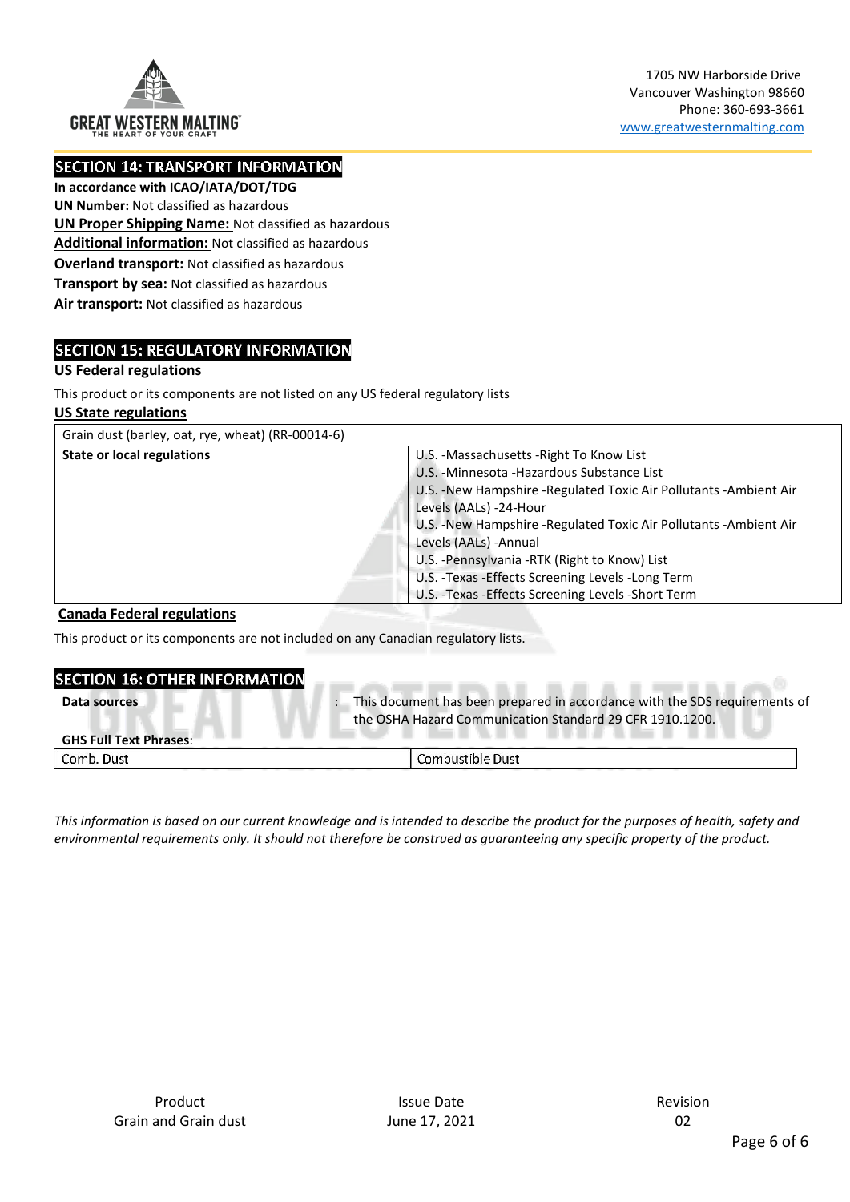## SECTION 14: TRANSPORT INFORMATION

**In accordance with ICAO/IATA/DOT/TDG**

**UN Number:** Not classified as hazardous

**UN Proper Shipping Name:** Not classified as hazardous

**Additional information:** Not classified as hazardous

**Overland transport:** Not classified as hazardous

**Transport by sea:** Not classified as hazardous

**Air transport:** Not classified as hazardous

## SECTION 15: REGULATORY INFORMATION

**US Federal regulations**

This product or its components are not listed on any US federal regulatory lists

**US State regulations**

| Grain dust (barley, oat, rye, wheat) (RR-00014-6) | |
|---|---|
| **State or local regulations** | U.S. -Massachusetts -Right To Know List<br>U.S. -Minnesota -Hazardous Substance List<br>U.S. -New Hampshire -Regulated Toxic Air Pollutants -Ambient Air Levels (AALs) -24-Hour<br>U.S. -New Hampshire -Regulated Toxic Air Pollutants -Ambient Air Levels (AALs) -Annual<br>U.S. -Pennsylvania -RTK (Right to Know) List<br>U.S. -Texas -Effects Screening Levels -Long Term<br>U.S. -Texas -Effects Screening Levels -Short Term |

**Canada Federal regulations**

This product or its components are not included on any Canadian regulatory lists.

## SECTION 16: OTHER INFORMATION

**Data sources** : This document has been prepared in accordance with the SDS requirements of the OSHA Hazard Communication Standard 29 CFR 1910.1200.

**GHS Full Text Phrases**:

| | |
|---|---|
| Comb. Dust | Combustible Dust |

*This information is based on our current knowledge and is intended to describe the product for the purposes of health, safety and environmental requirements only. It should not therefore be construed as guaranteeing any specific property of the product.*